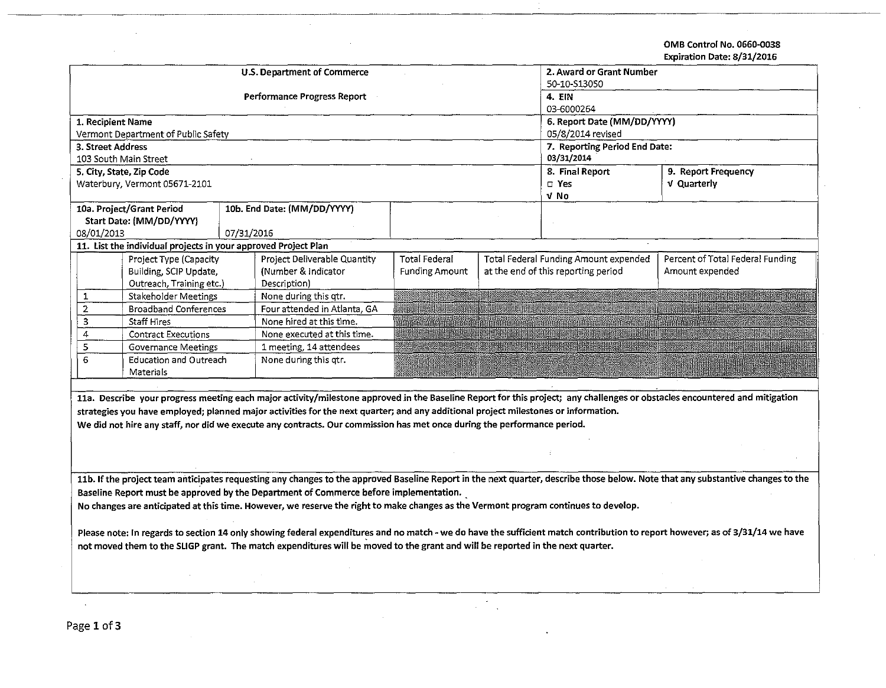OMB Control No. 0660-0038
Expiration Date: 8/31/2016

| U.S. Department of Commerce<br>Performance Progress Report | 2. Award or Grant Number<br>50-10-S13050 | |
|---|---|---|
| | 4. EIN<br>03-6000264 | |
| 1. Recipient Name<br>Vermont Department of Public Safety | 6. Report Date (MM/DD/YYYY)<br>05/8/2014 revised | |
| 3. Street Address<br>103 South Main Street | 7. Reporting Period End Date:<br>03/31/2014 | |
| 5. City, State, Zip Code<br>Waterbury, Vermont 05671-2101 | 8. Final Report<br>□ Yes<br>√ No | 9. Report Frequency<br>√ Quarterly |

| 10a. Project/Grant Period Start Date: (MM/DD/YYYY) | 10b. End Date: (MM/DD/YYYY) |
|---|---|
| 08/01/2013 | 07/31/2016 |

**11. List the individual projects in your approved Project Plan**

| | Project Type (Capacity Building, SCIP Update, Outreach, Training etc.) | Project Deliverable Quantity (Number & Indicator Description) | Total Federal Funding Amount | Total Federal Funding Amount expended at the end of this reporting period | Percent of Total Federal Funding Amount expended |
|---|---|---|---|---|---|
| 1 | Stakeholder Meetings | None during this qtr. | | | |
| 2 | Broadband Conferences | Four attended in Atlanta, GA | | | |
| 3 | Staff Hires | None hired at this time. | | | |
| 4 | Contract Executions | None executed at this time. | | | |
| 5 | Governance Meetings | 1 meeting, 14 attendees | | | |
| 6 | Education and Outreach Materials | None during this qtr. | | | |

**11a. Describe your progress meeting each major activity/milestone approved in the Baseline Report for this project; any challenges or obstacles encountered and mitigation strategies you have employed; planned major activities for the next quarter; and any additional project milestones or information.**

**We did not hire any staff, nor did we execute any contracts. Our commission has met once during the performance period.**

**11b. If the project team anticipates requesting any changes to the approved Baseline Report in the next quarter, describe those below. Note that any substantive changes to the Baseline Report must be approved by the Department of Commerce before implementation.**

**No changes are anticipated at this time. However, we reserve the right to make changes as the Vermont program continues to develop.**

**Please note: In regards to section 14 only showing federal expenditures and no match - we do have the sufficient match contribution to report however; as of 3/31/14 we have not moved them to the SLIGP grant. The match expenditures will be moved to the grant and will be reported in the next quarter.**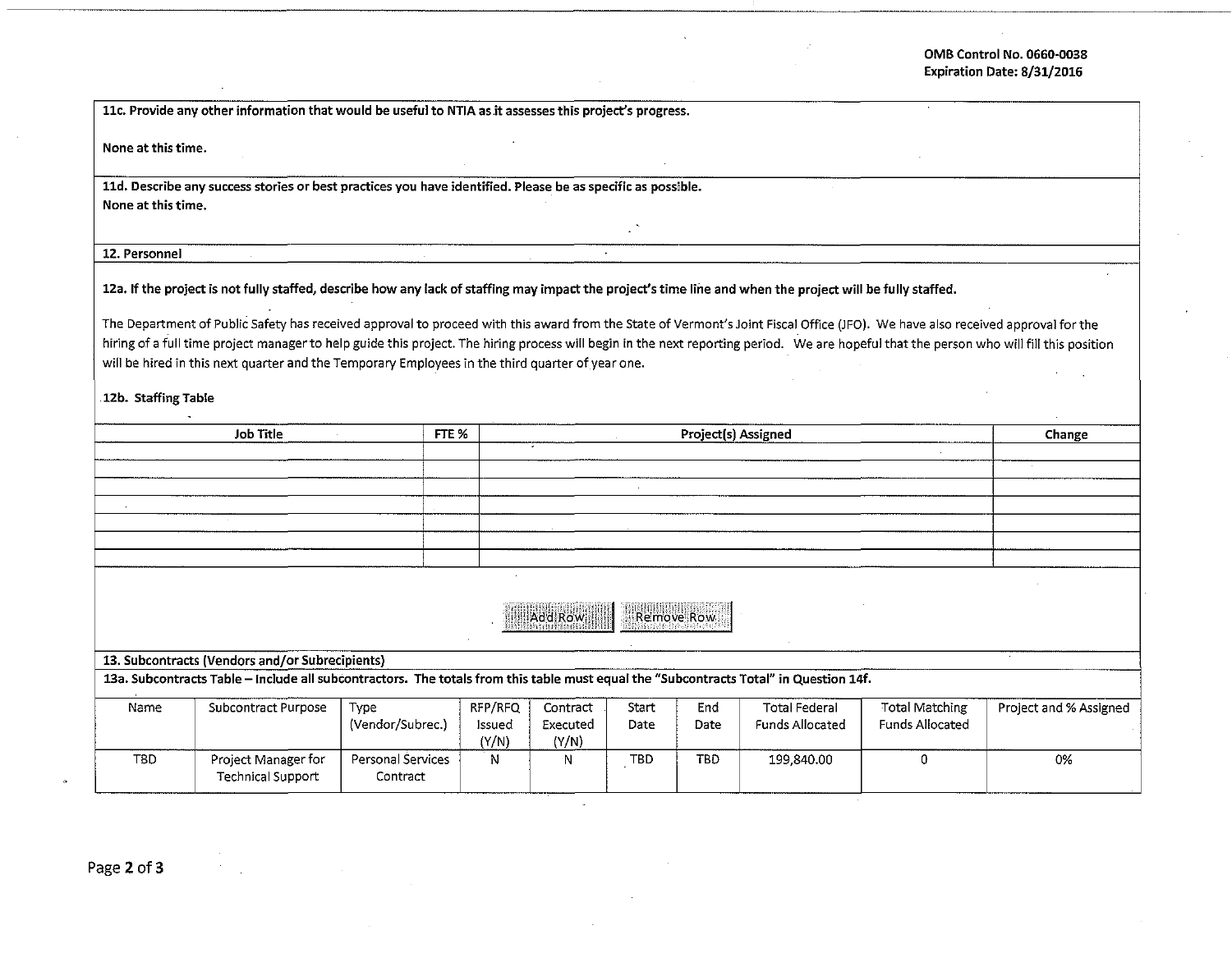**11c. Provide any other information that would be useful to NTIA as it assesses this project's progress.**

None at this time.

**11d. Describe any success stories or best practices you have identified. Please be as specific as possible.**

None at this time.

**12. Personnel**

**12a. If the project is not fully staffed, describe how any lack of staffing may impact the project's time line and when the project will be fully staffed.**

The Department of Public Safety has received approval to proceed with this award from the State of Vermont's Joint Fiscal Office (JFO). We have also received approval for the hiring of a full time project manager to help guide this project. The hiring process will begin in the next reporting period. We are hopeful that the person who will fill this position will be hired in this next quarter and the Temporary Employees in the third quarter of year one.

**12b. Staffing Table**

| Job Title | FTE % | Project(s) Assigned | Change |
|---|---|---|---|
| | | | |
| | | | |
| | | | |
| | | | |
| | | | |
| | | | |
| | | | |

**13. Subcontracts (Vendors and/or Subrecipients)**

**13a. Subcontracts Table – Include all subcontractors. The totals from this table must equal the "Subcontracts Total" in Question 14f.**

| Name | Subcontract Purpose | Type (Vendor/Subrec.) | RFP/RFQ Issued (Y/N) | Contract Executed (Y/N) | Start Date | End Date | Total Federal Funds Allocated | Total Matching Funds Allocated | Project and % Assigned |
|---|---|---|---|---|---|---|---|---|---|
| TBD | Project Manager for Technical Support | Personal Services Contract | N | N | TBD | TBD | 199,840.00 | 0 | 0% |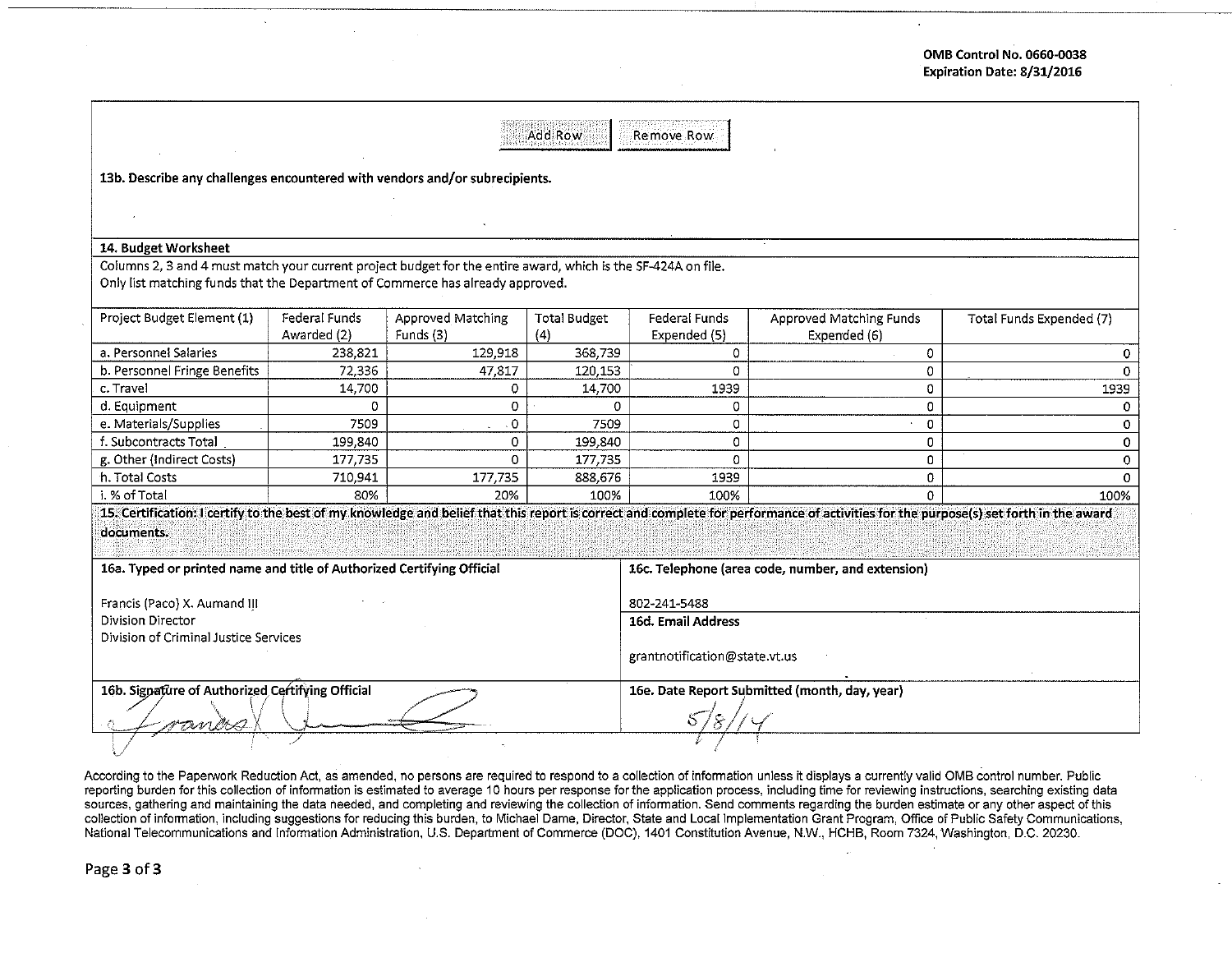OMB Control No. 0660-0038
Expiration Date: 8/31/2016

Add Row | Remove Row

**13b. Describe any challenges encountered with vendors and/or subrecipients.**

**14. Budget Worksheet**

Columns 2, 3 and 4 must match your current project budget for the entire award, which is the SF-424A on file.
Only list matching funds that the Department of Commerce has already approved.

| Project Budget Element (1) | Federal Funds Awarded (2) | Approved Matching Funds (3) | Total Budget (4) | Federal Funds Expended (5) | Approved Matching Funds Expended (6) | Total Funds Expended (7) |
|---|---|---|---|---|---|---|
| a. Personnel Salaries | 238,821 | 129,918 | 368,739 | 0 | 0 | 0 |
| b. Personnel Fringe Benefits | 72,336 | 47,817 | 120,153 | 0 | 0 | 0 |
| c. Travel | 14,700 | 0 | 14,700 | 1939 | 0 | 1939 |
| d. Equipment | 0 | 0 | 0 | 0 | 0 | 0 |
| e. Materials/Supplies | 7509 | 0 | 7509 | 0 | 0 | 0 |
| f. Subcontracts Total | 199,840 | 0 | 199,840 | 0 | 0 | 0 |
| g. Other (Indirect Costs) | 177,735 | 0 | 177,735 | 0 | 0 | 0 |
| h. Total Costs | 710,941 | 177,735 | 888,676 | 1939 | 0 | 0 |
| i. % of Total | 80% | 20% | 100% | 100% | 0 | 100% |

**15. Certification: I certify to the best of my knowledge and belief that this report is correct and complete for performance of activities for the purpose(s) set forth in the award documents.**

**16a. Typed or printed name and title of Authorized Certifying Official**

Francis (Paco) X. Aumand III
Division Director
Division of Criminal Justice Services

**16c. Telephone (area code, number, and extension)**

802-241-5488

**16d. Email Address**

grantnotification@state.vt.us

**16b. Signature of Authorized Certifying Official**

Francis X. [signature]

**16e. Date Report Submitted (month, day, year)**

5/8/14

According to the Paperwork Reduction Act, as amended, no persons are required to respond to a collection of information unless it displays a currently valid OMB control number. Public reporting burden for this collection of information is estimated to average 10 hours per response for the application process, including time for reviewing instructions, searching existing data sources, gathering and maintaining the data needed, and completing and reviewing the collection of information. Send comments regarding the burden estimate or any other aspect of this collection of information, including suggestions for reducing this burden, to Michael Dame, Director, State and Local Implementation Grant Program, Office of Public Safety Communications, National Telecommunications and Information Administration, U.S. Department of Commerce (DOC), 1401 Constitution Avenue, N.W., HCHB, Room 7324, Washington, D.C. 20230.